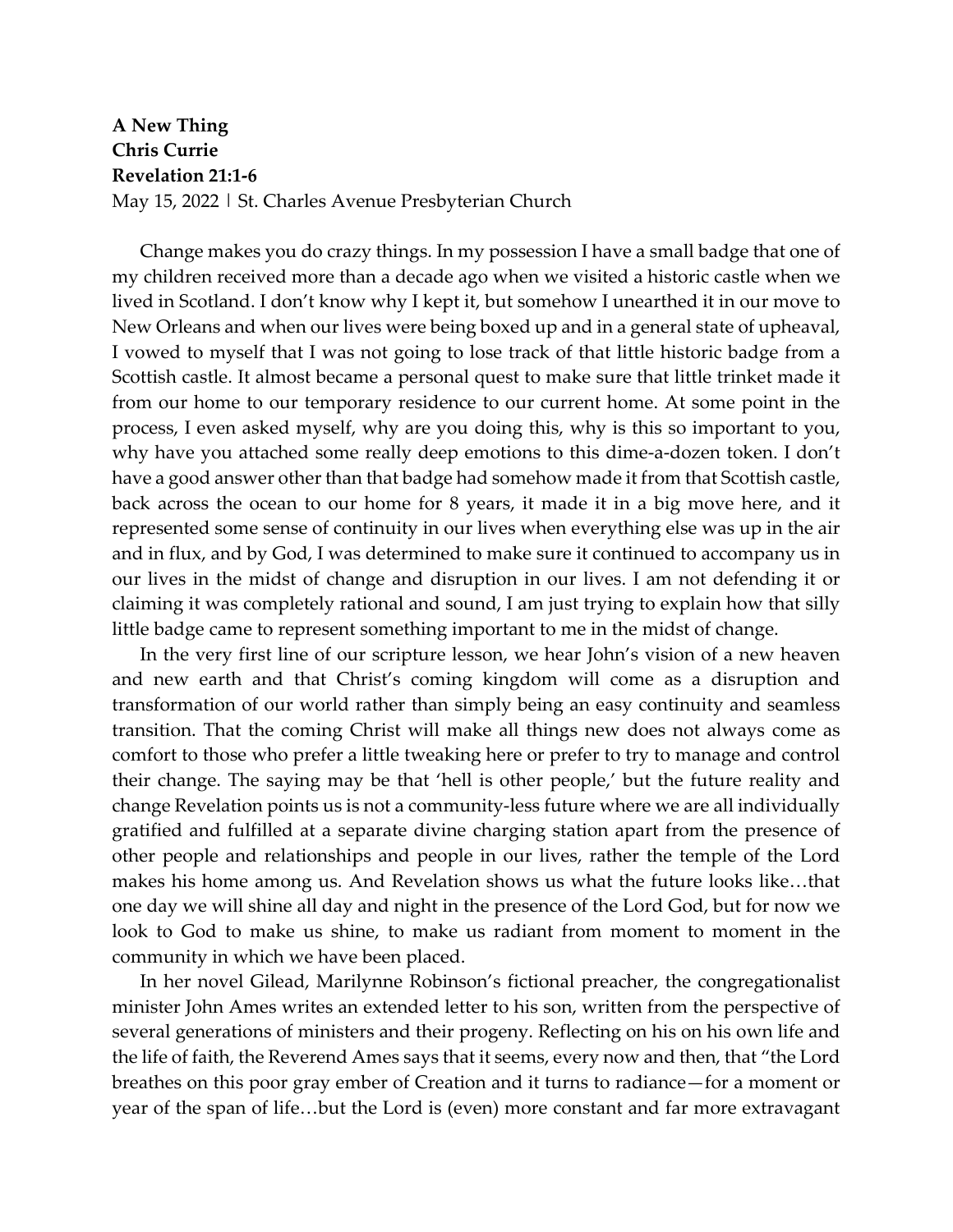**A New Thing**
**Chris Currie**
**Revelation 21:1-6**
May 15, 2022 | St. Charles Avenue Presbyterian Church

Change makes you do crazy things. In my possession I have a small badge that one of my children received more than a decade ago when we visited a historic castle when we lived in Scotland. I don't know why I kept it, but somehow I unearthed it in our move to New Orleans and when our lives were being boxed up and in a general state of upheaval, I vowed to myself that I was not going to lose track of that little historic badge from a Scottish castle. It almost became a personal quest to make sure that little trinket made it from our home to our temporary residence to our current home. At some point in the process, I even asked myself, why are you doing this, why is this so important to you, why have you attached some really deep emotions to this dime-a-dozen token. I don't have a good answer other than that badge had somehow made it from that Scottish castle, back across the ocean to our home for 8 years, it made it in a big move here, and it represented some sense of continuity in our lives when everything else was up in the air and in flux, and by God, I was determined to make sure it continued to accompany us in our lives in the midst of change and disruption in our lives. I am not defending it or claiming it was completely rational and sound, I am just trying to explain how that silly little badge came to represent something important to me in the midst of change.

In the very first line of our scripture lesson, we hear John's vision of a new heaven and new earth and that Christ's coming kingdom will come as a disruption and transformation of our world rather than simply being an easy continuity and seamless transition. That the coming Christ will make all things new does not always come as comfort to those who prefer a little tweaking here or prefer to try to manage and control their change. The saying may be that 'hell is other people,' but the future reality and change Revelation points us is not a community-less future where we are all individually gratified and fulfilled at a separate divine charging station apart from the presence of other people and relationships and people in our lives, rather the temple of the Lord makes his home among us. And Revelation shows us what the future looks like…that one day we will shine all day and night in the presence of the Lord God, but for now we look to God to make us shine, to make us radiant from moment to moment in the community in which we have been placed.

In her novel Gilead, Marilynne Robinson's fictional preacher, the congregationalist minister John Ames writes an extended letter to his son, written from the perspective of several generations of ministers and their progeny. Reflecting on his on his own life and the life of faith, the Reverend Ames says that it seems, every now and then, that "the Lord breathes on this poor gray ember of Creation and it turns to radiance—for a moment or year of the span of life…but the Lord is (even) more constant and far more extravagant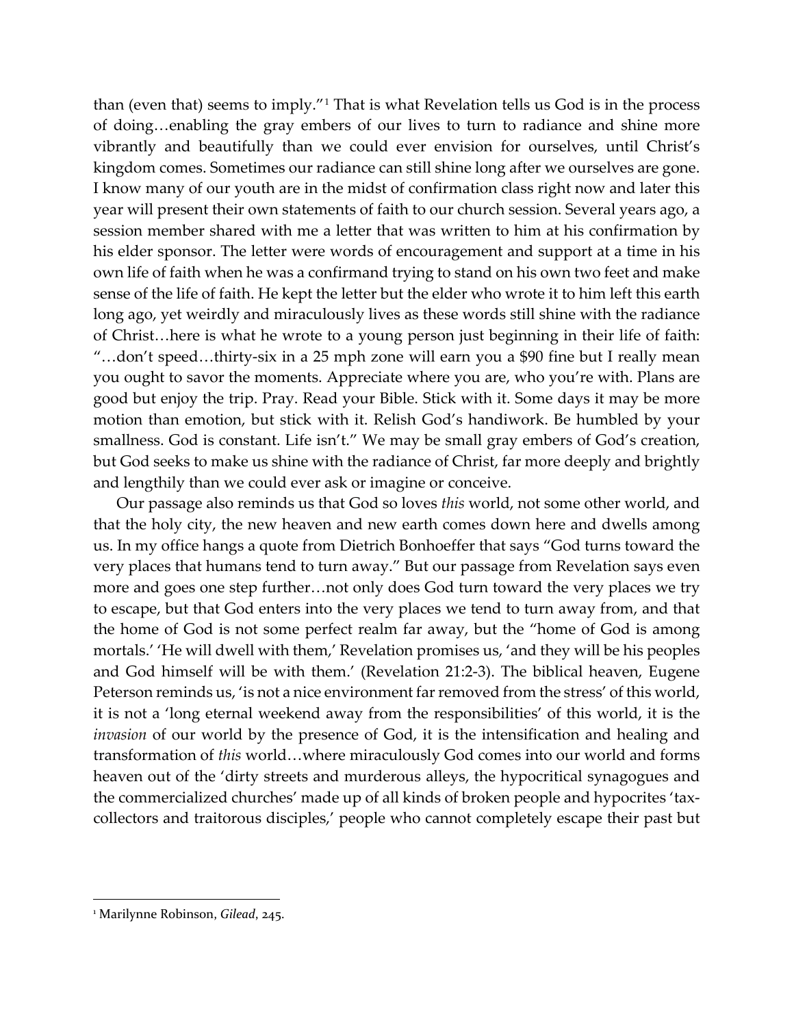than (even that) seems to imply."[1] That is what Revelation tells us God is in the process of doing…enabling the gray embers of our lives to turn to radiance and shine more vibrantly and beautifully than we could ever envision for ourselves, until Christ's kingdom comes. Sometimes our radiance can still shine long after we ourselves are gone. I know many of our youth are in the midst of confirmation class right now and later this year will present their own statements of faith to our church session. Several years ago, a session member shared with me a letter that was written to him at his confirmation by his elder sponsor. The letter were words of encouragement and support at a time in his own life of faith when he was a confirmand trying to stand on his own two feet and make sense of the life of faith. He kept the letter but the elder who wrote it to him left this earth long ago, yet weirdly and miraculously lives as these words still shine with the radiance of Christ…here is what he wrote to a young person just beginning in their life of faith: "…don't speed…thirty-six in a 25 mph zone will earn you a $90 fine but I really mean you ought to savor the moments. Appreciate where you are, who you're with. Plans are good but enjoy the trip. Pray. Read your Bible. Stick with it. Some days it may be more motion than emotion, but stick with it. Relish God's handiwork. Be humbled by your smallness. God is constant. Life isn't." We may be small gray embers of God's creation, but God seeks to make us shine with the radiance of Christ, far more deeply and brightly and lengthily than we could ever ask or imagine or conceive.

Our passage also reminds us that God so loves *this* world, not some other world, and that the holy city, the new heaven and new earth comes down here and dwells among us. In my office hangs a quote from Dietrich Bonhoeffer that says "God turns toward the very places that humans tend to turn away." But our passage from Revelation says even more and goes one step further…not only does God turn toward the very places we try to escape, but that God enters into the very places we tend to turn away from, and that the home of God is not some perfect realm far away, but the "home of God is among mortals.' 'He will dwell with them,' Revelation promises us, 'and they will be his peoples and God himself will be with them.' (Revelation 21:2-3). The biblical heaven, Eugene Peterson reminds us, 'is not a nice environment far removed from the stress' of this world, it is not a 'long eternal weekend away from the responsibilities' of this world, it is the *invasion* of our world by the presence of God, it is the intensification and healing and transformation of *this* world…where miraculously God comes into our world and forms heaven out of the 'dirty streets and murderous alleys, the hypocritical synagogues and the commercialized churches' made up of all kinds of broken people and hypocrites 'tax-collectors and traitorous disciples,' people who cannot completely escape their past but

---

[1] Marilynne Robinson, *Gilead*, 245.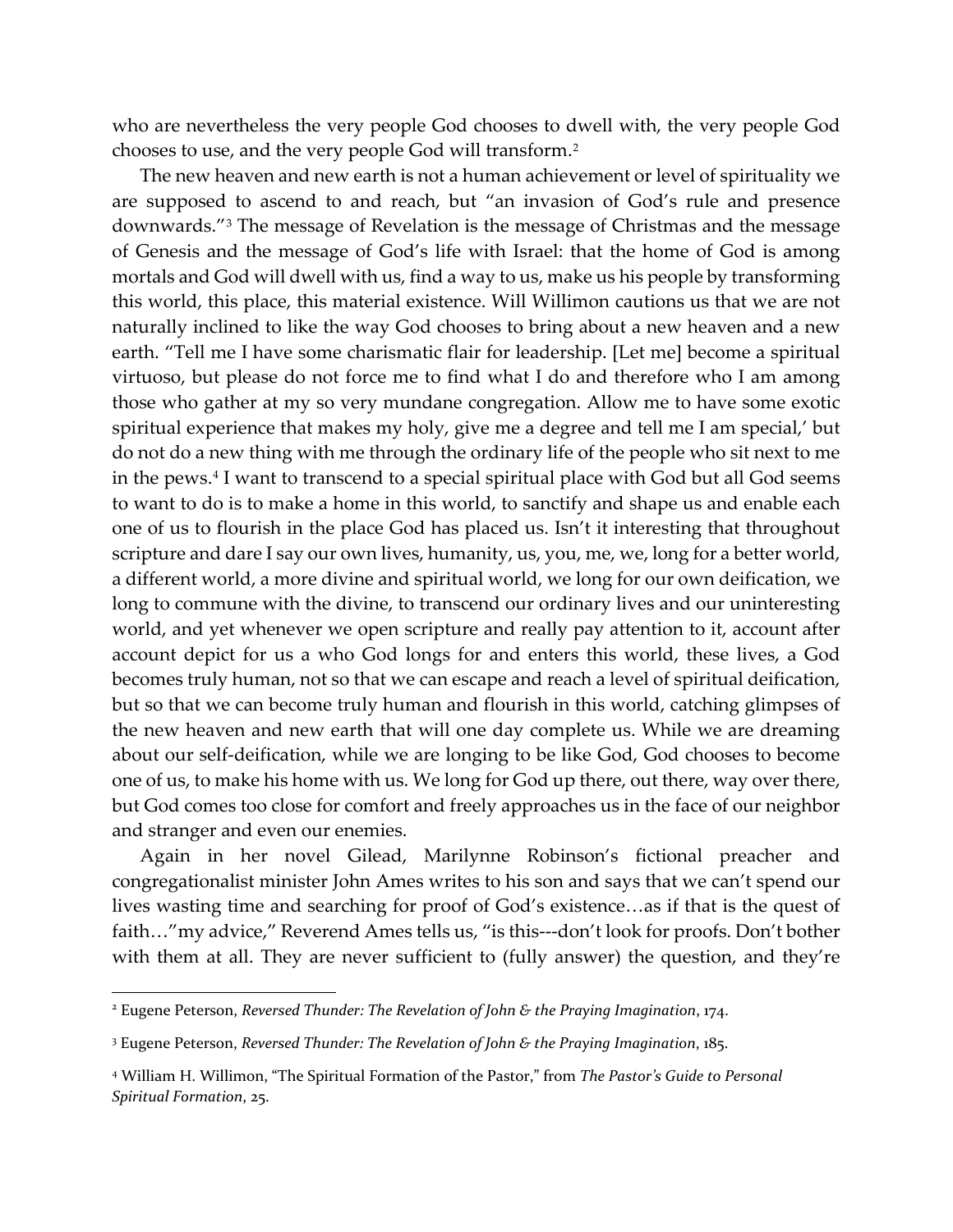who are nevertheless the very people God chooses to dwell with, the very people God chooses to use, and the very people God will transform.[2]

The new heaven and new earth is not a human achievement or level of spirituality we are supposed to ascend to and reach, but "an invasion of God's rule and presence downwards."[3] The message of Revelation is the message of Christmas and the message of Genesis and the message of God's life with Israel: that the home of God is among mortals and God will dwell with us, find a way to us, make us his people by transforming this world, this place, this material existence. Will Willimon cautions us that we are not naturally inclined to like the way God chooses to bring about a new heaven and a new earth. "Tell me I have some charismatic flair for leadership. [Let me] become a spiritual virtuoso, but please do not force me to find what I do and therefore who I am among those who gather at my so very mundane congregation. Allow me to have some exotic spiritual experience that makes my holy, give me a degree and tell me I am special,' but do not do a new thing with me through the ordinary life of the people who sit next to me in the pews.[4] I want to transcend to a special spiritual place with God but all God seems to want to do is to make a home in this world, to sanctify and shape us and enable each one of us to flourish in the place God has placed us. Isn't it interesting that throughout scripture and dare I say our own lives, humanity, us, you, me, we, long for a better world, a different world, a more divine and spiritual world, we long for our own deification, we long to commune with the divine, to transcend our ordinary lives and our uninteresting world, and yet whenever we open scripture and really pay attention to it, account after account depict for us a who God longs for and enters this world, these lives, a God becomes truly human, not so that we can escape and reach a level of spiritual deification, but so that we can become truly human and flourish in this world, catching glimpses of the new heaven and new earth that will one day complete us. While we are dreaming about our self-deification, while we are longing to be like God, God chooses to become one of us, to make his home with us. We long for God up there, out there, way over there, but God comes too close for comfort and freely approaches us in the face of our neighbor and stranger and even our enemies.

Again in her novel Gilead, Marilynne Robinson's fictional preacher and congregationalist minister John Ames writes to his son and says that we can't spend our lives wasting time and searching for proof of God's existence…as if that is the quest of faith…"my advice," Reverend Ames tells us, "is this---don't look for proofs. Don't bother with them at all. They are never sufficient to (fully answer) the question, and they're

---

[2] Eugene Peterson, *Reversed Thunder: The Revelation of John & the Praying Imagination*, 174.

[3] Eugene Peterson, *Reversed Thunder: The Revelation of John & the Praying Imagination*, 185.

[4] William H. Willimon, "The Spiritual Formation of the Pastor," from *The Pastor's Guide to Personal Spiritual Formation*, 25.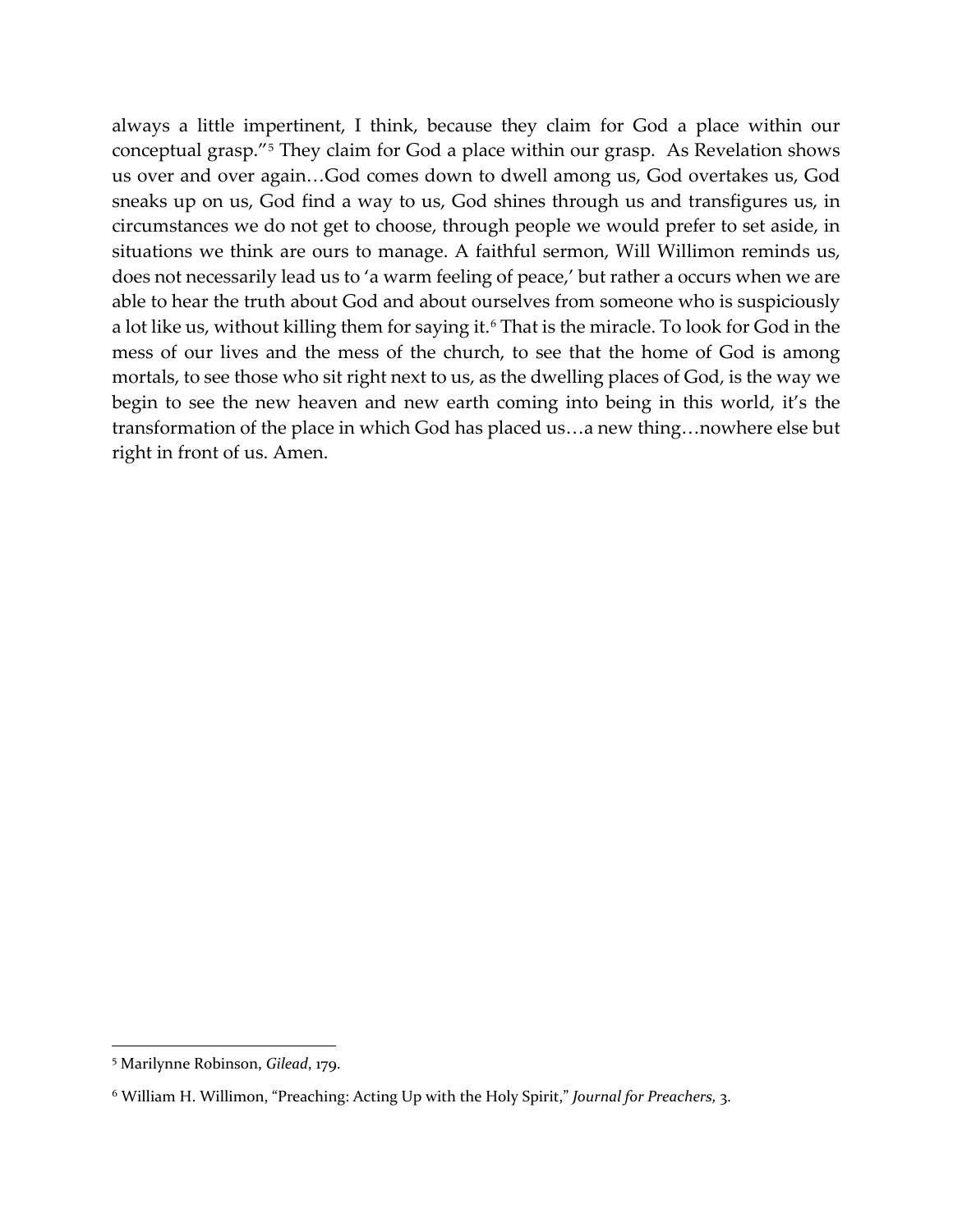always a little impertinent, I think, because they claim for God a place within our conceptual grasp."[5] They claim for God a place within our grasp. As Revelation shows us over and over again…God comes down to dwell among us, God overtakes us, God sneaks up on us, God find a way to us, God shines through us and transfigures us, in circumstances we do not get to choose, through people we would prefer to set aside, in situations we think are ours to manage. A faithful sermon, Will Willimon reminds us, does not necessarily lead us to 'a warm feeling of peace,' but rather a occurs when we are able to hear the truth about God and about ourselves from someone who is suspiciously a lot like us, without killing them for saying it.[6] That is the miracle. To look for God in the mess of our lives and the mess of the church, to see that the home of God is among mortals, to see those who sit right next to us, as the dwelling places of God, is the way we begin to see the new heaven and new earth coming into being in this world, it's the transformation of the place in which God has placed us…a new thing…nowhere else but right in front of us. Amen.

---

[5] Marilynne Robinson, *Gilead*, 179.

[6] William H. Willimon, "Preaching: Acting Up with the Holy Spirit," *Journal for Preachers*, 3.